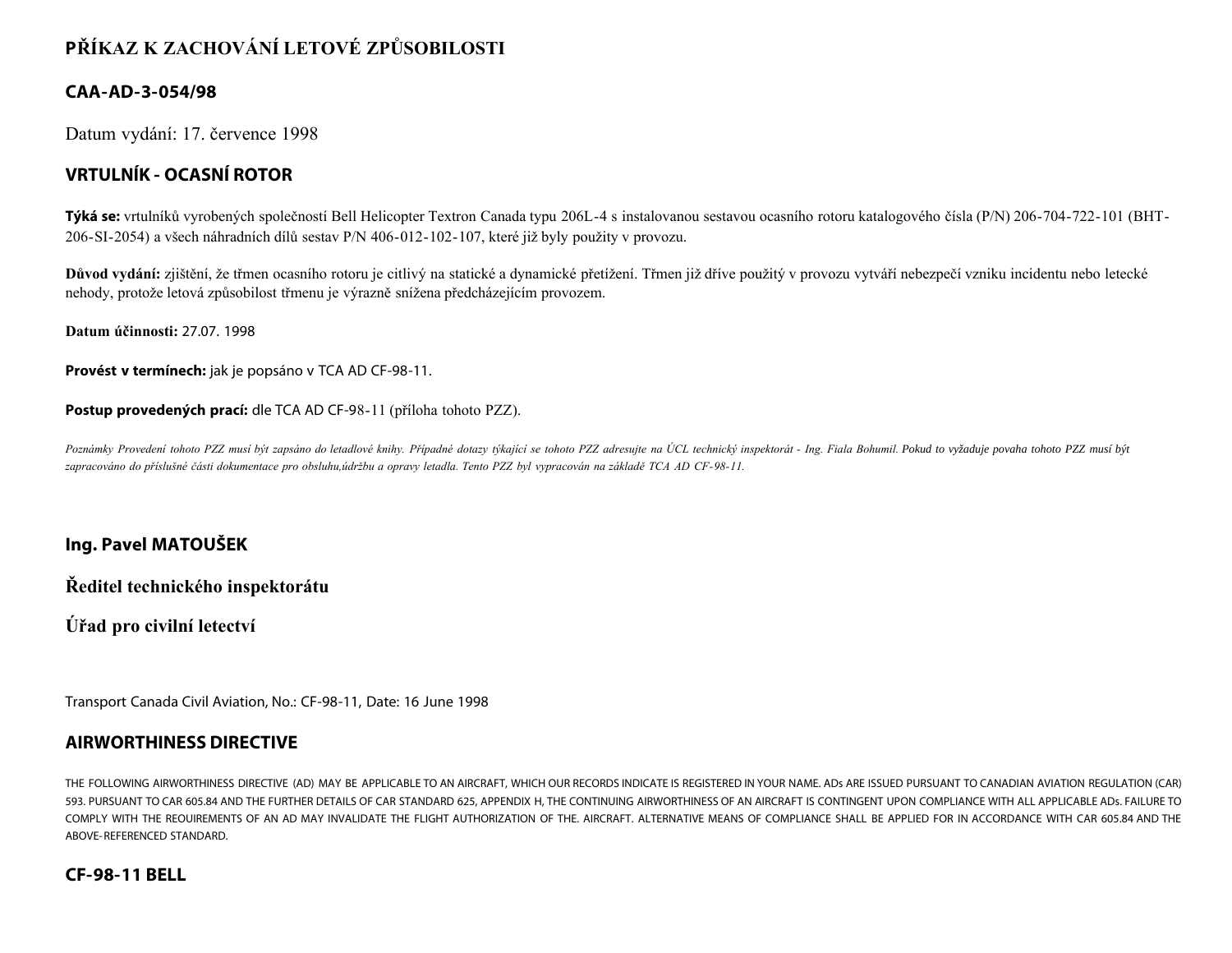# PŘÍKAZ K ZACHOVÁNÍ LETOVÉ ZPŮSOBILOSTI

## CAA-AD-3-054/98

Datum vydání: 17. července 1998

## VRTULNÍK - OCASNÍ ROTOR

**Týká se:** vrtulníků vyrobených společností Bell Helicopter Textron Canada typu 206L-4 s instalovanou sestavou ocasního rotoru katalogového čísla (P/N) 206-704-722-101 (BHT-206-SI-2054) a všech náhradních dílů sestav P/N 406-012-102-107, které již byly použity v provozu.

**Důvod vydání:** zjištění, že třmen ocasního rotoru je citlivý na statické a dynamické přetížení. Třmen již dříve použitý v provozu vytváří nebezpečí vzniku incidentu nebo letecké nehody, protože letová způsobilost třmenu je výrazně snížena předcházejícím provozem.

**Datum účinnosti:** 27.07. 1998

**Provést v termínech:** jak je popsáno v TCA AD CF-98-11.

**Postup provedených prací:** dle TCA AD CF-98-11 (příloha tohoto PZZ).

*Poznámky Provedení tohoto PZZ musí být zapsáno do letadlové knihy. Případné dotazy týkající se tohoto PZZ adresujte na ÚCL technický inspektorát - Ing. Fiala Bohumil. Pokud to vyžaduje povaha tohoto PZZ musí být zapracováno do příslušné části dokumentace pro obsluhu,údržbu a opravy letadla. Tento PZZ byl vypracován na základě TCA AD CF-98-11.*

**Ing. Pavel MATOUŠEK**

**Ředitel technického inspektorátu**

**Úřad pro civilní letectví**

Transport Canada Civil Aviation, No.: CF-98-11, Date: 16 June 1998

## AIRWORTHINESS DIRECTIVE

THE FOLLOWING AIRWORTHINESS DIRECTIVE (AD) MAY BE APPLICABLE TO AN AIRCRAFT, WHICH OUR RECORDS INDICATE IS REGISTERED IN YOUR NAME. ADs ARE ISSUED PURSUANT TO CANADIAN AVIATION REGULATION (CAR) 593. PURSUANT TO CAR 605.84 AND THE FURTHER DETAILS OF CAR STANDARD 625, APPENDIX H, THE CONTINUING AIRWORTHINESS OF AN AIRCRAFT IS CONTINGENT UPON COMPLIANCE WITH ALL APPLICABLE ADs. FAILURE TO COMPLY WITH THE REOUIREMENTS OF AN AD MAY INVALIDATE THE FLIGHT AUTHORIZATION OF THE. AIRCRAFT. ALTERNATIVE MEANS OF COMPLIANCE SHALL BE APPLIED FOR IN ACCORDANCE WITH CAR 605.84 AND THE ABOVE-REFERENCED STANDARD.

## CF-98-11 BELL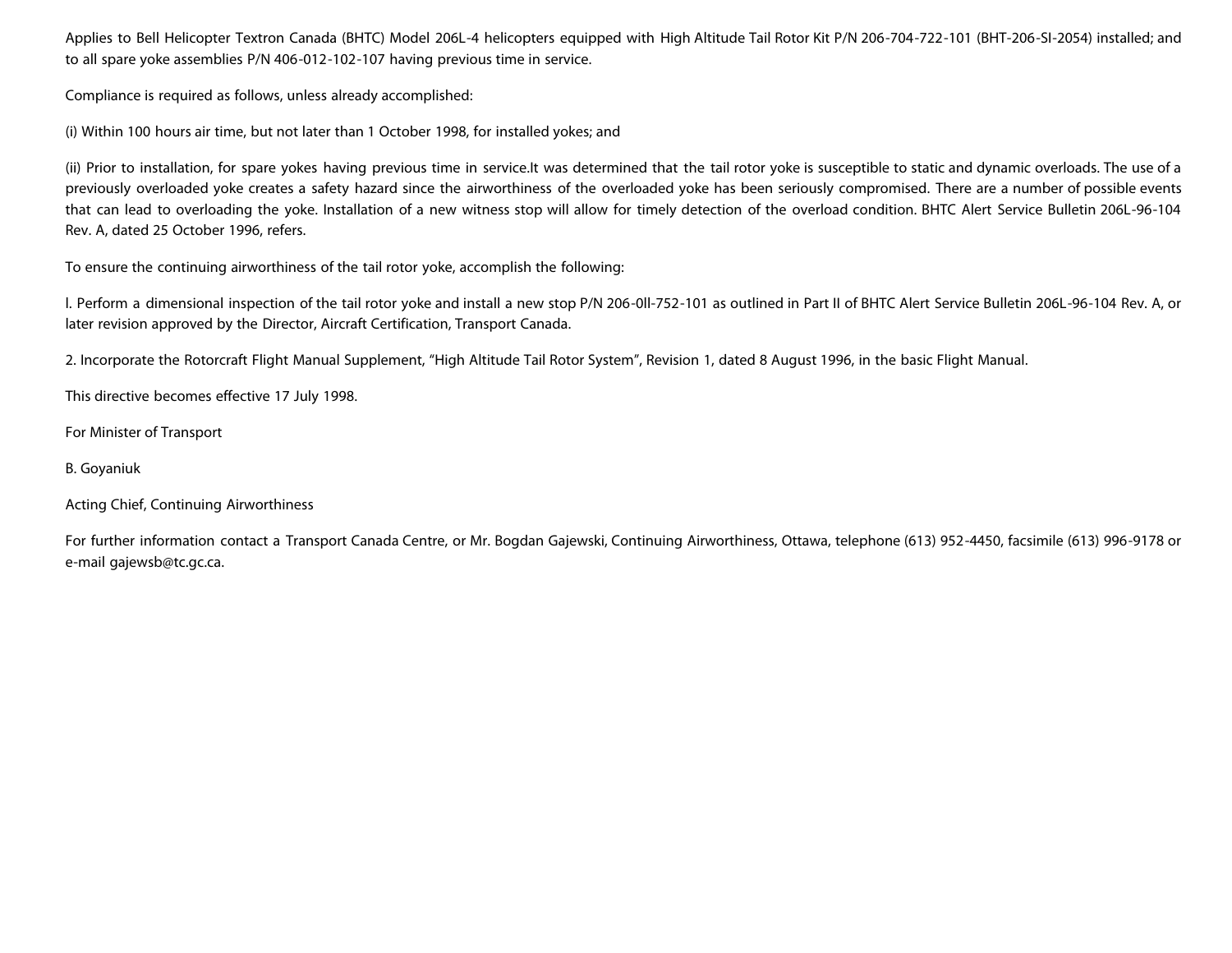Applies to Bell Helicopter Textron Canada (BHTC) Model 206L-4 helicopters equipped with High Altitude Tail Rotor Kit P/N 206-704-722-101 (BHT-206-SI-2054) installed; and to all spare yoke assemblies P/N 406-012-102-107 having previous time in service.

Compliance is required as follows, unless already accomplished:

(i) Within 100 hours air time, but not later than 1 October 1998, for installed yokes; and

(ii) Prior to installation, for spare yokes having previous time in service.It was determined that the tail rotor yoke is susceptible to static and dynamic overloads. The use of a previously overloaded yoke creates a safety hazard since the airworthiness of the overloaded yoke has been seriously compromised. There are a number of possible events that can lead to overloading the yoke. Installation of a new witness stop will allow for timely detection of the overload condition. BHTC Alert Service Bulletin 206L-96-104 Rev. A, dated 25 October 1996, refers.

To ensure the continuing airworthiness of the tail rotor yoke, accomplish the following:

l. Perform a dimensional inspection of the tail rotor yoke and install a new stop P/N 206-0ll-752-101 as outlined in Part II of BHTC Alert Service Bulletin 206L-96-104 Rev. A, or later revision approved by the Director, Aircraft Certification, Transport Canada.

2. Incorporate the Rotorcraft Flight Manual Supplement, “High Altitude Tail Rotor System”, Revision 1, dated 8 August 1996, in the basic Flight Manual.

This directive becomes effective 17 July 1998.

For Minister of Transport

B. Goyaniuk

Acting Chief, Continuing Airworthiness

For further information contact a Transport Canada Centre, or Mr. Bogdan Gajewski, Continuing Airworthiness, Ottawa, telephone (613) 952-4450, facsimile (613) 996-9178 or e-mail gajewsb@tc.gc.ca.